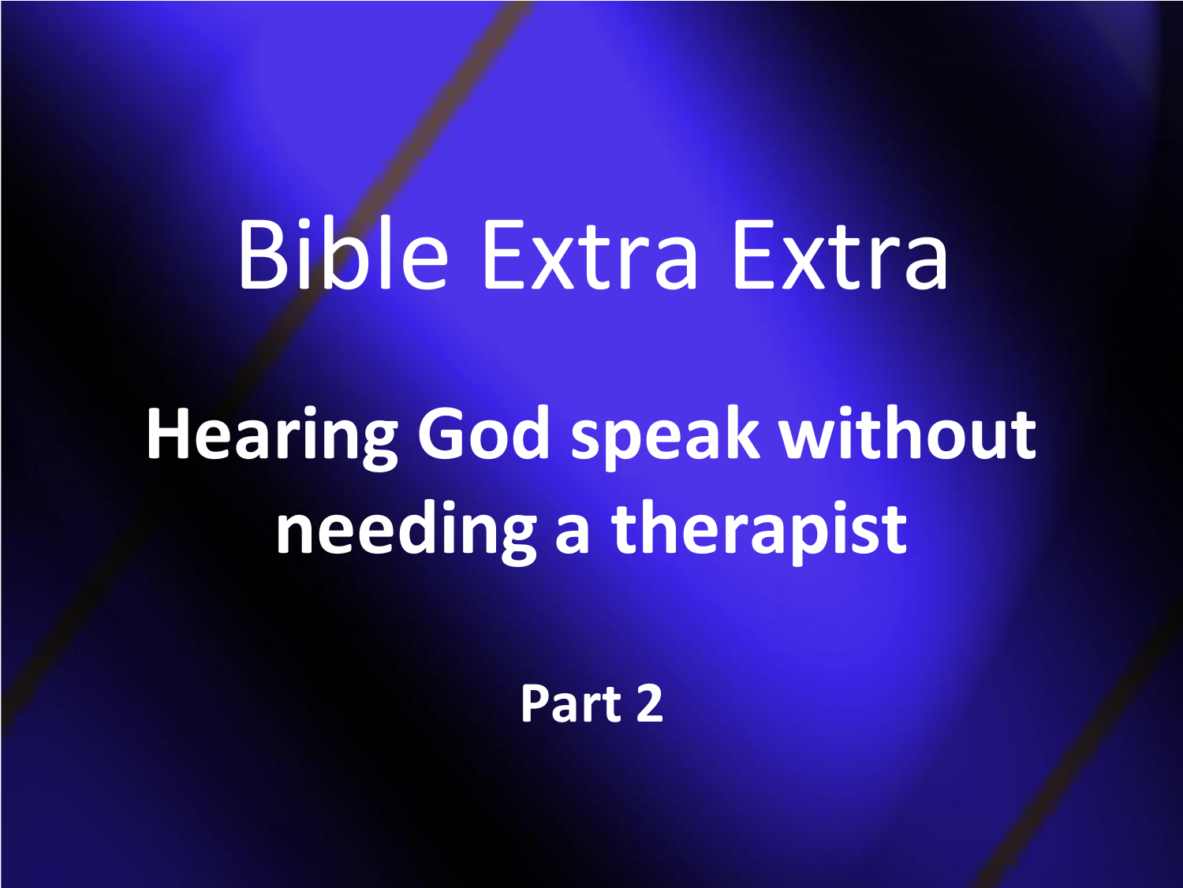# Bible Extra Extra

## Hearing God speak without needing a therapist

**Part 2**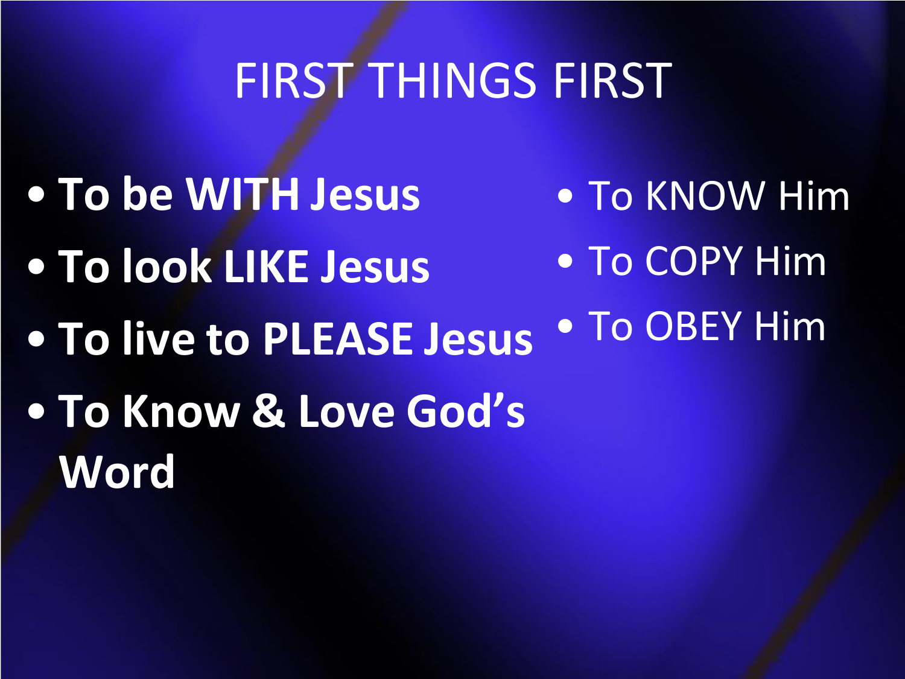# FIRST THINGS FIRST

- **To be WITH Jesus**
- **To look LIKE Jesus**
- **To live to PLEASE Jesus**
- **To Know & Love God's Word**

- To KNOW Him
- To COPY Him
- To OBEY Him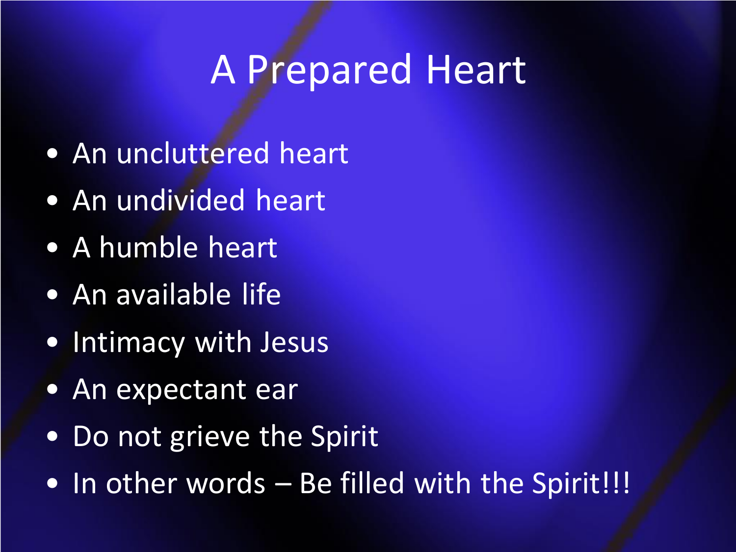# A Prepared Heart

- An uncluttered heart
- An undivided heart
- A humble heart
- An available life
- Intimacy with Jesus
- An expectant ear
- Do not grieve the Spirit
- In other words – Be filled with the Spirit!!!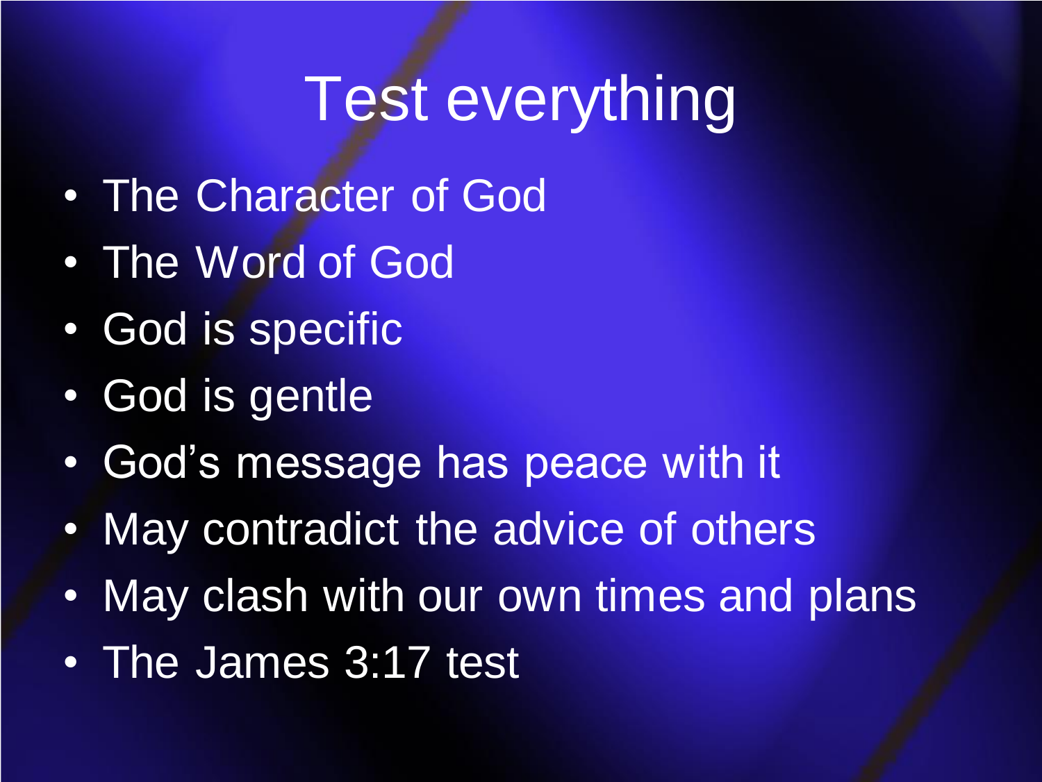# Test everything

- The Character of God
- The Word of God
- God is specific
- God is gentle
- God’s message has peace with it
- May contradict the advice of others
- May clash with our own times and plans
- The James 3:17 test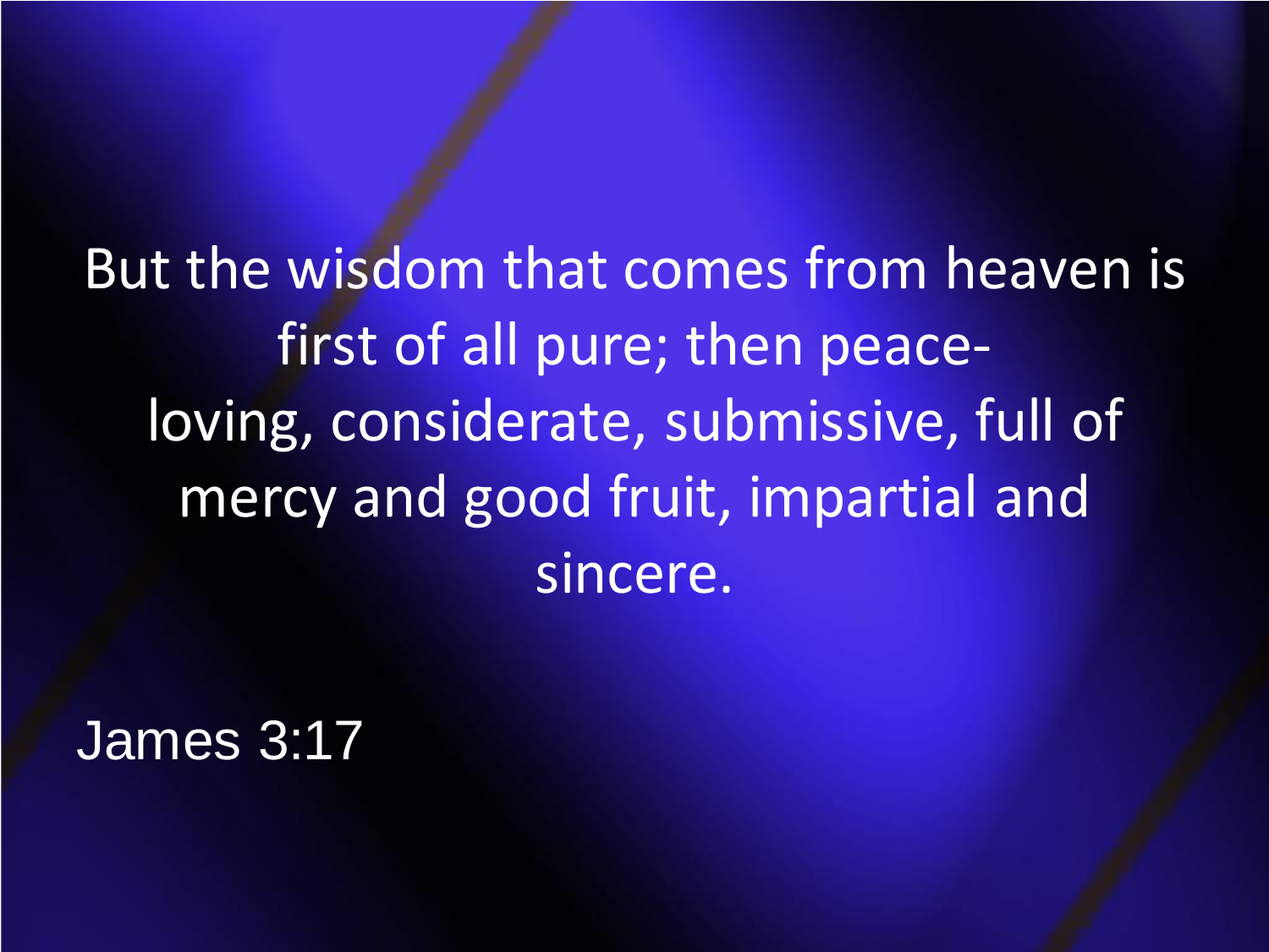But the wisdom that comes from heaven is first of all pure; then peace-loving, considerate, submissive, full of mercy and good fruit, impartial and sincere.

James 3:17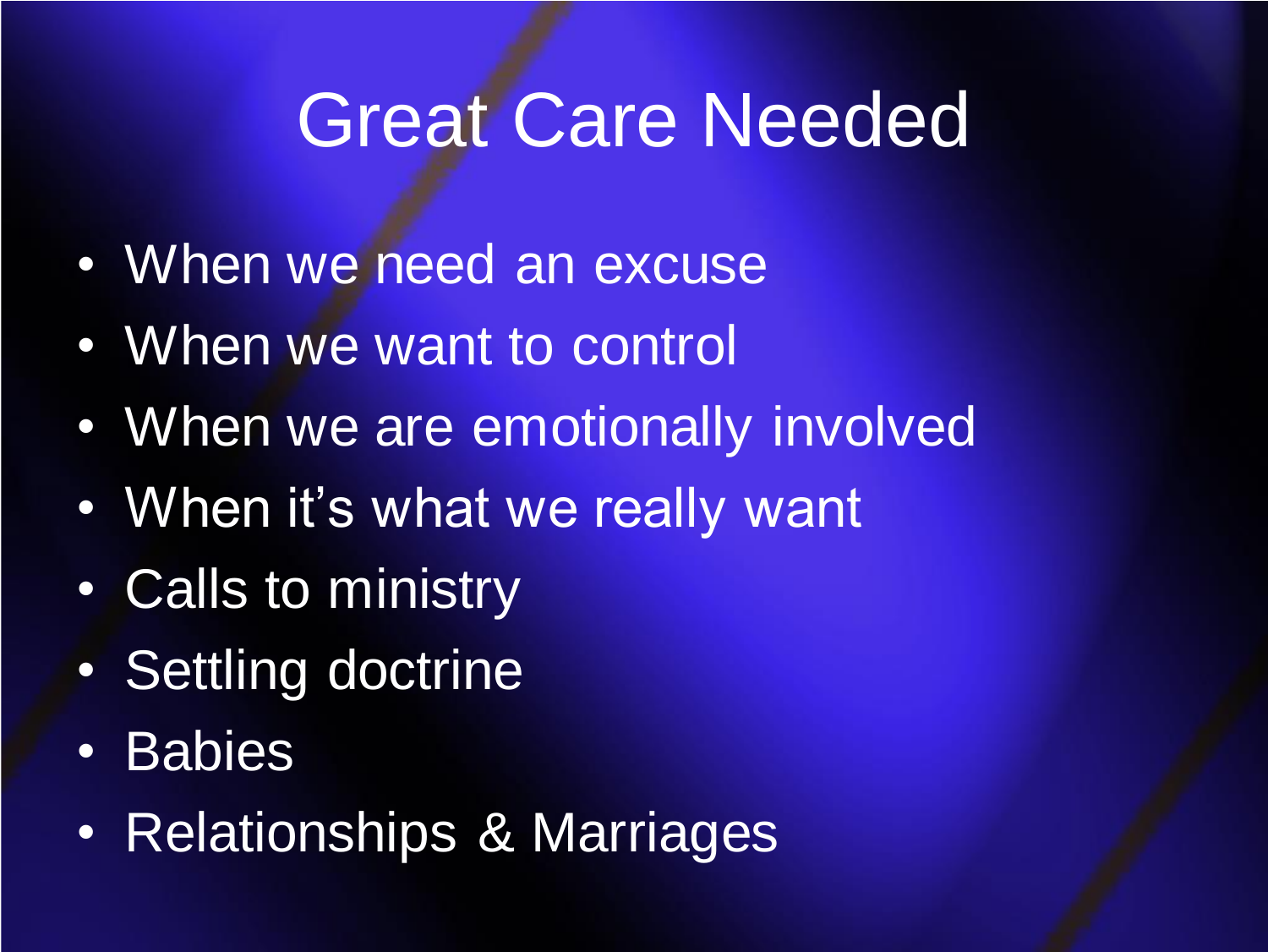# Great Care Needed

- When we need an excuse
- When we want to control
- When we are emotionally involved
- When it's what we really want
- Calls to ministry
- Settling doctrine
- Babies
- Relationships & Marriages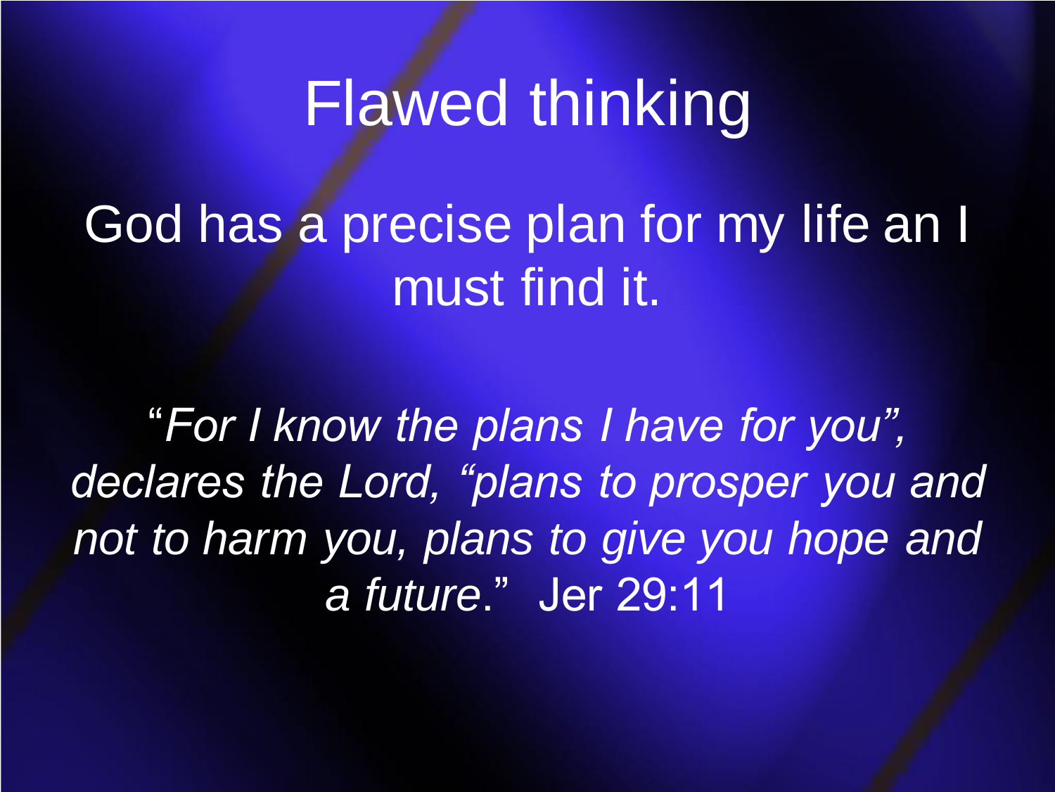# Flawed thinking

God has a precise plan for my life an I must find it.

“*For I know the plans I have for you”, declares the Lord, “plans to prosper you and not to harm you, plans to give you hope and a future*.” Jer 29:11